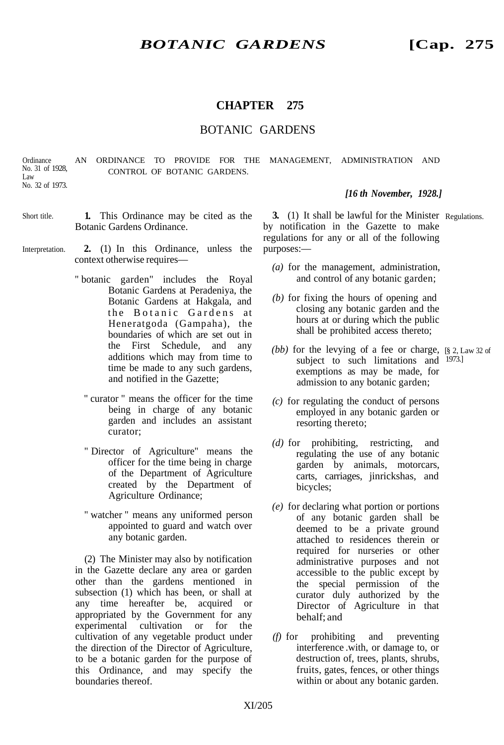# CHAPTER 275

## BOTANIC GARDENS

Ordinance No. 31 of 1928, Law No. 32 of 1973.

AN ORDINANCE TO PROVIDE FOR THE MANAGEMENT, ADMINISTRATION AND CONTROL OF BOTANIC GARDENS.

***[16 th November, 1928.]***

Short title.

**1.** This Ordinance may be cited as the Botanic Gardens Ordinance.

Interpretation.

**2.** (1) In this Ordinance, unless the context otherwise requires—

" botanic garden" includes the Royal Botanic Gardens at Peradeniya, the Botanic Gardens at Hakgala, and the Botanic Gardens at Heneratgoda (Gampaha), the boundaries of which are set out in the First Schedule, and any additions which may from time to time be made to any such gardens, and notified in the Gazette;

" curator " means the officer for the time being in charge of any botanic garden and includes an assistant curator;

" Director of Agriculture" means the officer for the time being in charge of the Department of Agriculture created by the Department of Agriculture Ordinance;

" watcher " means any uniformed person appointed to guard and watch over any botanic garden.

(2) The Minister may also by notification in the Gazette declare any area or garden other than the gardens mentioned in subsection (1) which has been, or shall at any time hereafter be, acquired or appropriated by the Government for any experimental cultivation or for the cultivation of any vegetable product under the direction of the Director of Agriculture, to be a botanic garden for the purpose of this Ordinance, and may specify the boundaries thereof.

Regulations.

**3.** (1) It shall be lawful for the Minister by notification in the Gazette to make regulations for any or all of the following purposes:—

*(a)* for the management, administration, and control of any botanic garden;

*(b)* for fixing the hours of opening and closing any botanic garden and the hours at or during which the public shall be prohibited access thereto;

*(bb)* for the levying of a fee or charge, subject to such limitations and exemptions as may be made, for admission to any botanic garden; [§ 2, Law 32 of 1973.]

*(c)* for regulating the conduct of persons employed in any botanic garden or resorting thereto;

*(d)* for prohibiting, restricting, and regulating the use of any botanic garden by animals, motorcars, carts, carriages, jinrickshas, and bicycles;

*(e)* for declaring what portion or portions of any botanic garden shall be deemed to be a private ground attached to residences therein or required for nurseries or other administrative purposes and not accessible to the public except by the special permission of the curator duly authorized by the Director of Agriculture in that behalf; and

*(f)* for prohibiting and preventing interference .with, or damage to, or destruction of, trees, plants, shrubs, fruits, gates, fences, or other things within or about any botanic garden.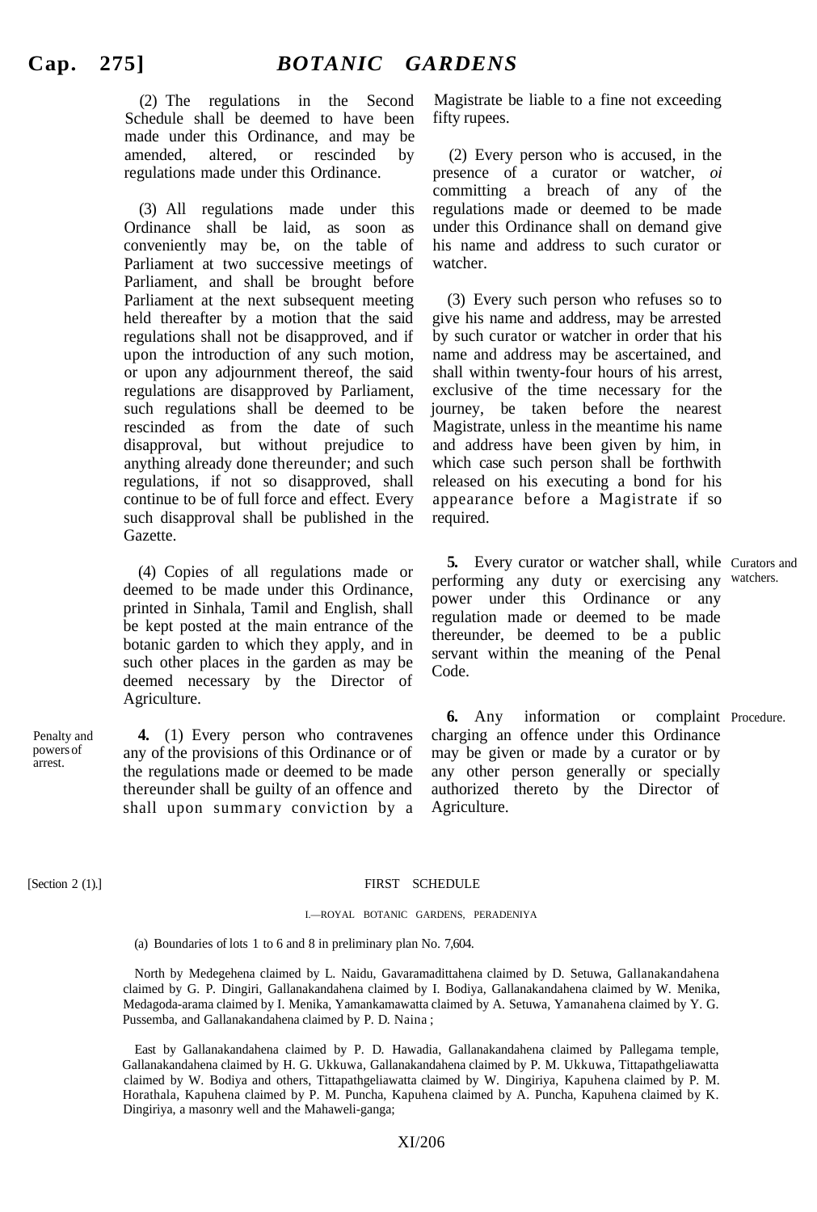(2) The regulations in the Second Schedule shall be deemed to have been made under this Ordinance, and may be amended, altered, or rescinded by regulations made under this Ordinance.

(3) All regulations made under this Ordinance shall be laid, as soon as conveniently may be, on the table of Parliament at two successive meetings of Parliament, and shall be brought before Parliament at the next subsequent meeting held thereafter by a motion that the said regulations shall not be disapproved, and if upon the introduction of any such motion, or upon any adjournment thereof, the said regulations are disapproved by Parliament, such regulations shall be deemed to be rescinded as from the date of such disapproval, but without prejudice to anything already done thereunder; and such regulations, if not so disapproved, shall continue to be of full force and effect. Every such disapproval shall be published in the Gazette.

(4) Copies of all regulations made or deemed to be made under this Ordinance, printed in Sinhala, Tamil and English, shall be kept posted at the main entrance of the botanic garden to which they apply, and in such other places in the garden as may be deemed necessary by the Director of Agriculture.

*Penalty and powers of arrest.*

**4.** (1) Every person who contravenes any of the provisions of this Ordinance or of the regulations made or deemed to be made thereunder shall be guilty of an offence and shall upon summary conviction by a Magistrate be liable to a fine not exceeding fifty rupees.

(2) Every person who is accused, in the presence of a curator or watcher, *oi* committing a breach of any of the regulations made or deemed to be made under this Ordinance shall on demand give his name and address to such curator or watcher.

(3) Every such person who refuses so to give his name and address, may be arrested by such curator or watcher in order that his name and address may be ascertained, and shall within twenty-four hours of his arrest, exclusive of the time necessary for the journey, be taken before the nearest Magistrate, unless in the meantime his name and address have been given by him, in which case such person shall be forthwith released on his executing a bond for his appearance before a Magistrate if so required.

*Curators and watchers.*

**5.** Every curator or watcher shall, while performing any duty or exercising any power under this Ordinance or any regulation made or deemed to be made thereunder, be deemed to be a public servant within the meaning of the Penal Code.

*Procedure.*

**6.** Any information or complaint charging an offence under this Ordinance may be given or made by a curator or by any other person generally or specially authorized thereto by the Director of Agriculture.

[Section 2 (1).]

## FIRST SCHEDULE

### I.—ROYAL BOTANIC GARDENS, PERADENIYA

(a) Boundaries of lots 1 to 6 and 8 in preliminary plan No. 7,604.

North by Medegehena claimed by L. Naidu, Gavaramadittahena claimed by D. Setuwa, Gallanakandahena claimed by G. P. Dingiri, Gallanakandahena claimed by I. Bodiya, Gallanakandahena claimed by W. Menika, Medagoda-arama claimed by I. Menika, Yamankamawatta claimed by A. Setuwa, Yamanahena claimed by Y. G. Pussemba, and Gallanakandahena claimed by P. D. Naina ;

East by Gallanakandahena claimed by P. D. Hawadia, Gallanakandahena claimed by Pallegama temple, Gallanakandahena claimed by H. G. Ukkuwa, Gallanakandahena claimed by P. M. Ukkuwa, Tittapathgeliawatta claimed by W. Bodiya and others, Tittapathgeliawatta claimed by W. Dingiriya, Kapuhena claimed by P. M. Horathala, Kapuhena claimed by P. M. Puncha, Kapuhena claimed by A. Puncha, Kapuhena claimed by K. Dingiriya, a masonry well and the Mahaweli-ganga;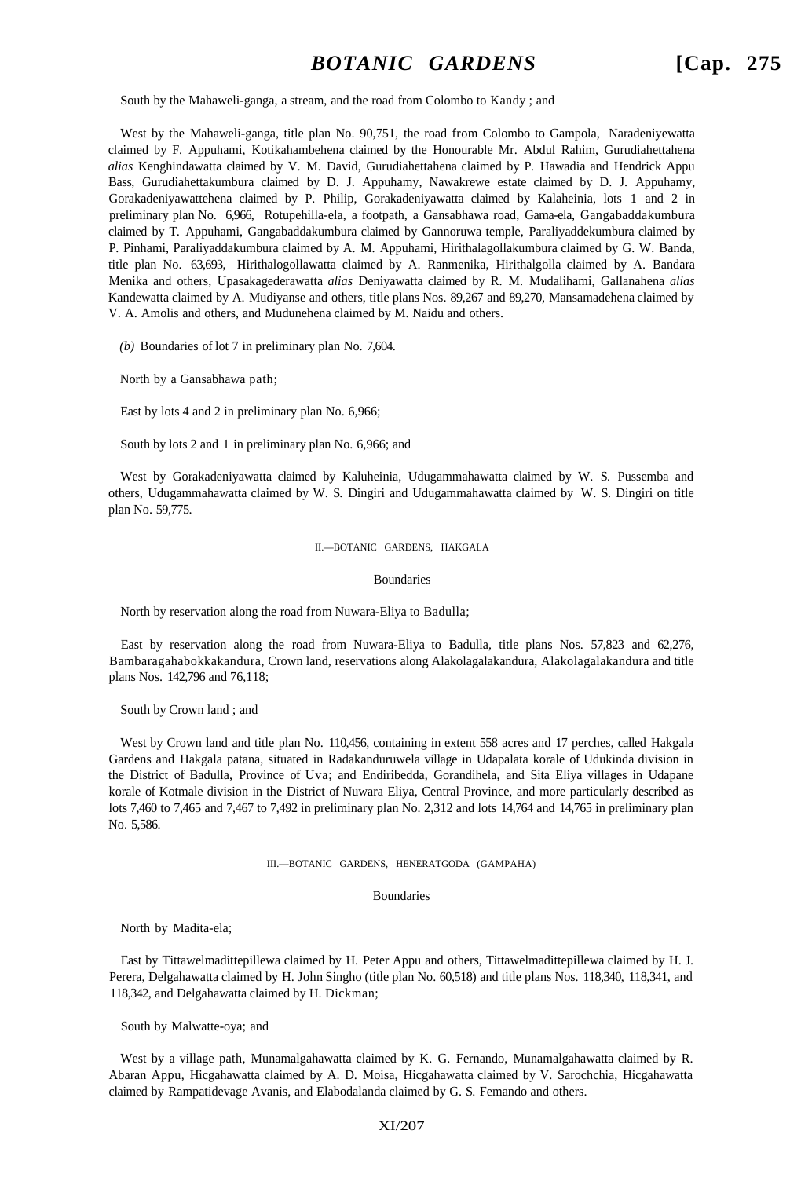South by the Mahaweli-ganga, a stream, and the road from Colombo to Kandy ; and

West by the Mahaweli-ganga, title plan No. 90,751, the road from Colombo to Gampola, Naradeniyewatta claimed by F. Appuhami, Kotikahambehena claimed by the Honourable Mr. Abdul Rahim, Gurudiahettahena *alias* Kenghindawatta claimed by V. M. David, Gurudiahettahena claimed by P. Hawadia and Hendrick Appu Bass, Gurudiahettakumbura claimed by D. J. Appuhamy, Nawakrewe estate claimed by D. J. Appuhamy, Gorakadeniyawattehena claimed by P. Philip, Gorakadeniyawatta claimed by Kalaheinia, lots 1 and 2 in preliminary plan No. 6,966, Rotupehilla-ela, a footpath, a Gansabhawa road, Gama-ela, Gangabaddakumbura claimed by T. Appuhami, Gangabaddakumbura claimed by Gannoruwa temple, Paraliyaddekumbura claimed by P. Pinhami, Paraliyaddakumbura claimed by A. M. Appuhami, Hirithalagollakumbura claimed by G. W. Banda, title plan No. 63,693, Hirithalogollawatta claimed by A. Ranmenika, Hirithalgolla claimed by A. Bandara Menika and others, Upasakagederawatta *alias* Deniyawatta claimed by R. M. Mudalihami, Gallanahena *alias* Kandewatta claimed by A. Mudiyanse and others, title plans Nos. 89,267 and 89,270, Mansamadehena claimed by V. A. Amolis and others, and Mudunehena claimed by M. Naidu and others.

*(b)* Boundaries of lot 7 in preliminary plan No. 7,604.

North by a Gansabhawa path;

East by lots 4 and 2 in preliminary plan No. 6,966;

South by lots 2 and 1 in preliminary plan No. 6,966; and

West by Gorakadeniyawatta claimed by Kaluheinia, Udugammahawatta claimed by W. S. Pussemba and others, Udugammahawatta claimed by W. S. Dingiri and Udugammahawatta claimed by W. S. Dingiri on title plan No. 59,775.

## II.—BOTANIC GARDENS, HAKGALA

### Boundaries

North by reservation along the road from Nuwara-Eliya to Badulla;

East by reservation along the road from Nuwara-Eliya to Badulla, title plans Nos. 57,823 and 62,276, Bambaragahabokkakandura, Crown land, reservations along Alakolagalakandura, Alakolagalakandura and title plans Nos. 142,796 and 76,118;

South by Crown land ; and

West by Crown land and title plan No. 110,456, containing in extent 558 acres and 17 perches, called Hakgala Gardens and Hakgala patana, situated in Radakanduruwela village in Udapalata korale of Udukinda division in the District of Badulla, Province of Uva; and Endiribedda, Gorandihela, and Sita Eliya villages in Udapane korale of Kotmale division in the District of Nuwara Eliya, Central Province, and more particularly described as lots 7,460 to 7,465 and 7,467 to 7,492 in preliminary plan No. 2,312 and lots 14,764 and 14,765 in preliminary plan No. 5,586.

## III.—BOTANIC GARDENS, HENERATGODA (GAMPAHA)

### Boundaries

North by Madita-ela;

East by Tittawelmadittepillewa claimed by H. Peter Appu and others, Tittawelmadittepillewa claimed by H. J. Perera, Delgahawatta claimed by H. John Singho (title plan No. 60,518) and title plans Nos. 118,340, 118,341, and 118,342, and Delgahawatta claimed by H. Dickman;

South by Malwatte-oya; and

West by a village path, Munamalgahawatta claimed by K. G. Fernando, Munamalgahawatta claimed by R. Abaran Appu, Hicgahawatta claimed by A. D. Moisa, Hicgahawatta claimed by V. Sarochchia, Hicgahawatta claimed by Rampatidevage Avanis, and Elabodalanda claimed by G. S. Femando and others.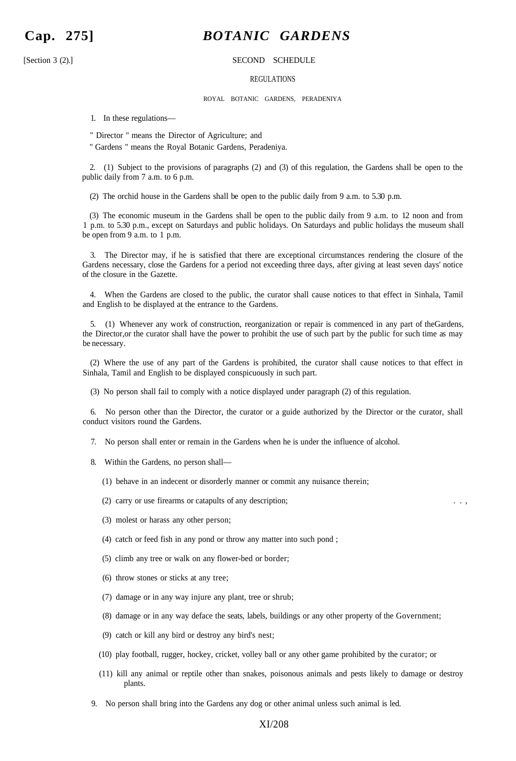[Section 3 (2).]

## SECOND SCHEDULE

### REGULATIONS

#### ROYAL BOTANIC GARDENS, PERADENIYA

1. In these regulations—

" Director " means the Director of Agriculture; and

" Gardens " means the Royal Botanic Gardens, Peradeniya.

2. (1) Subject to the provisions of paragraphs (2) and (3) of this regulation, the Gardens shall be open to the public daily from 7 a.m. to 6 p.m.

(2) The orchid house in the Gardens shall be open to the public daily from 9 a.m. to 5.30 p.m.

(3) The economic museum in the Gardens shall be open to the public daily from 9 a.m. to 12 noon and from 1 p.m. to 5.30 p.m., except on Saturdays and public holidays. On Saturdays and public holidays the museum shall be open from 9 a.m. to 1 p.m.

3. The Director may, if he is satisfied that there are exceptional circumstances rendering the closure of the Gardens necessary, close the Gardens for a period not exceeding three days, after giving at least seven days' notice of the closure in the Gazette.

4. When the Gardens are closed to the public, the curator shall cause notices to that effect in Sinhala, Tamil and English to be displayed at the entrance to the Gardens.

5. (1) Whenever any work of construction, reorganization or repair is commenced in any part of theGardens, the Director,or the curator shall have the power to prohibit the use of such part by the public for such time as may be necessary.

(2) Where the use of any part of the Gardens is prohibited, the curator shall cause notices to that effect in Sinhala, Tamil and English to be displayed conspicuously in such part.

(3) No person shall fail to comply with a notice displayed under paragraph (2) of this regulation.

6. No person other than the Director, the curator or a guide authorized by the Director or the curator, shall conduct visitors round the Gardens.

7. No person shall enter or remain in the Gardens when he is under the influence of alcohol.

8. Within the Gardens, no person shall—

(1) behave in an indecent or disorderly manner or commit any nuisance therein;

(2) carry or use firearms or catapults of any description;

(3) molest or harass any other person;

(4) catch or feed fish in any pond or throw any matter into such pond ;

(5) climb any tree or walk on any flower-bed or border;

(6) throw stones or sticks at any tree;

(7) damage or in any way injure any plant, tree or shrub;

(8) damage or in any way deface the seats, labels, buildings or any other property of the Government;

(9) catch or kill any bird or destroy any bird's nest;

(10) play football, rugger, hockey, cricket, volley ball or any other game prohibited by the curator; or

(11) kill any animal or reptile other than snakes, poisonous animals and pests likely to damage or destroy plants.

9. No person shall bring into the Gardens any dog or other animal unless such animal is led.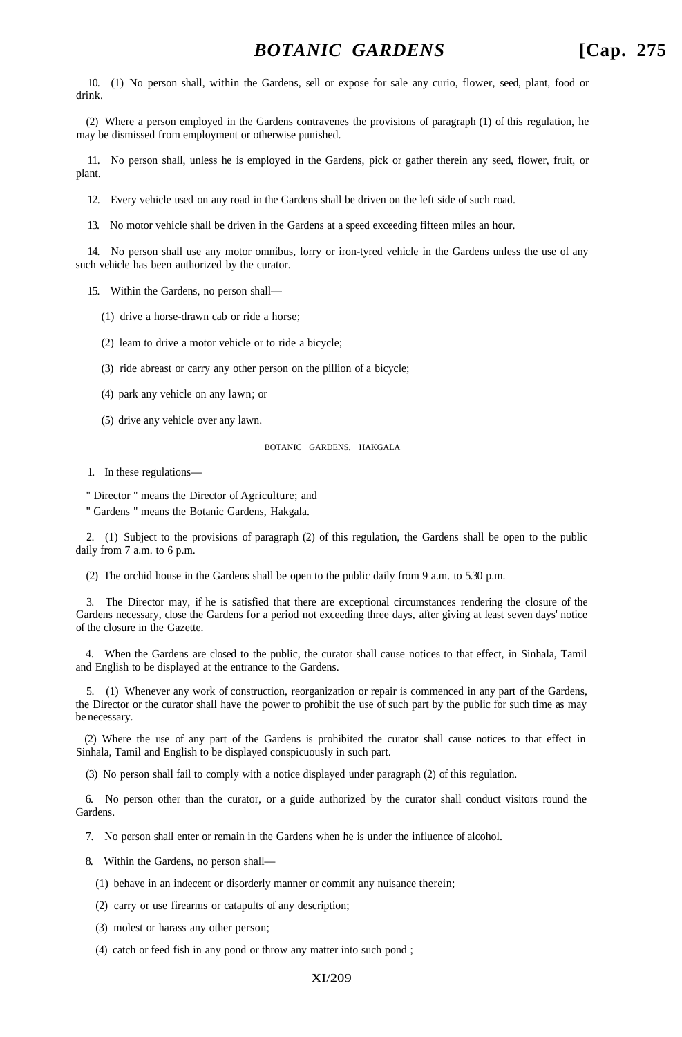10. (1) No person shall, within the Gardens, sell or expose for sale any curio, flower, seed, plant, food or drink.

(2) Where a person employed in the Gardens contravenes the provisions of paragraph (1) of this regulation, he may be dismissed from employment or otherwise punished.

11. No person shall, unless he is employed in the Gardens, pick or gather therein any seed, flower, fruit, or plant.

12. Every vehicle used on any road in the Gardens shall be driven on the left side of such road.

13. No motor vehicle shall be driven in the Gardens at a speed exceeding fifteen miles an hour.

14. No person shall use any motor omnibus, lorry or iron-tyred vehicle in the Gardens unless the use of any such vehicle has been authorized by the curator.

15. Within the Gardens, no person shall—

(1) drive a horse-drawn cab or ride a horse;

(2) leam to drive a motor vehicle or to ride a bicycle;

(3) ride abreast or carry any other person on the pillion of a bicycle;

(4) park any vehicle on any lawn; or

(5) drive any vehicle over any lawn.

BOTANIC GARDENS, HAKGALA

1. In these regulations—

" Director " means the Director of Agriculture; and

" Gardens " means the Botanic Gardens, Hakgala.

2. (1) Subject to the provisions of paragraph (2) of this regulation, the Gardens shall be open to the public daily from 7 a.m. to 6 p.m.

(2) The orchid house in the Gardens shall be open to the public daily from 9 a.m. to 5.30 p.m.

3. The Director may, if he is satisfied that there are exceptional circumstances rendering the closure of the Gardens necessary, close the Gardens for a period not exceeding three days, after giving at least seven days' notice of the closure in the Gazette.

4. When the Gardens are closed to the public, the curator shall cause notices to that effect, in Sinhala, Tamil and English to be displayed at the entrance to the Gardens.

5. (1) Whenever any work of construction, reorganization or repair is commenced in any part of the Gardens, the Director or the curator shall have the power to prohibit the use of such part by the public for such time as may be necessary.

(2) Where the use of any part of the Gardens is prohibited the curator shall cause notices to that effect in Sinhala, Tamil and English to be displayed conspicuously in such part.

(3) No person shall fail to comply with a notice displayed under paragraph (2) of this regulation.

6. No person other than the curator, or a guide authorized by the curator shall conduct visitors round the Gardens.

7. No person shall enter or remain in the Gardens when he is under the influence of alcohol.

8. Within the Gardens, no person shall—

(1) behave in an indecent or disorderly manner or commit any nuisance therein;

(2) carry or use firearms or catapults of any description;

(3) molest or harass any other person;

(4) catch or feed fish in any pond or throw any matter into such pond ;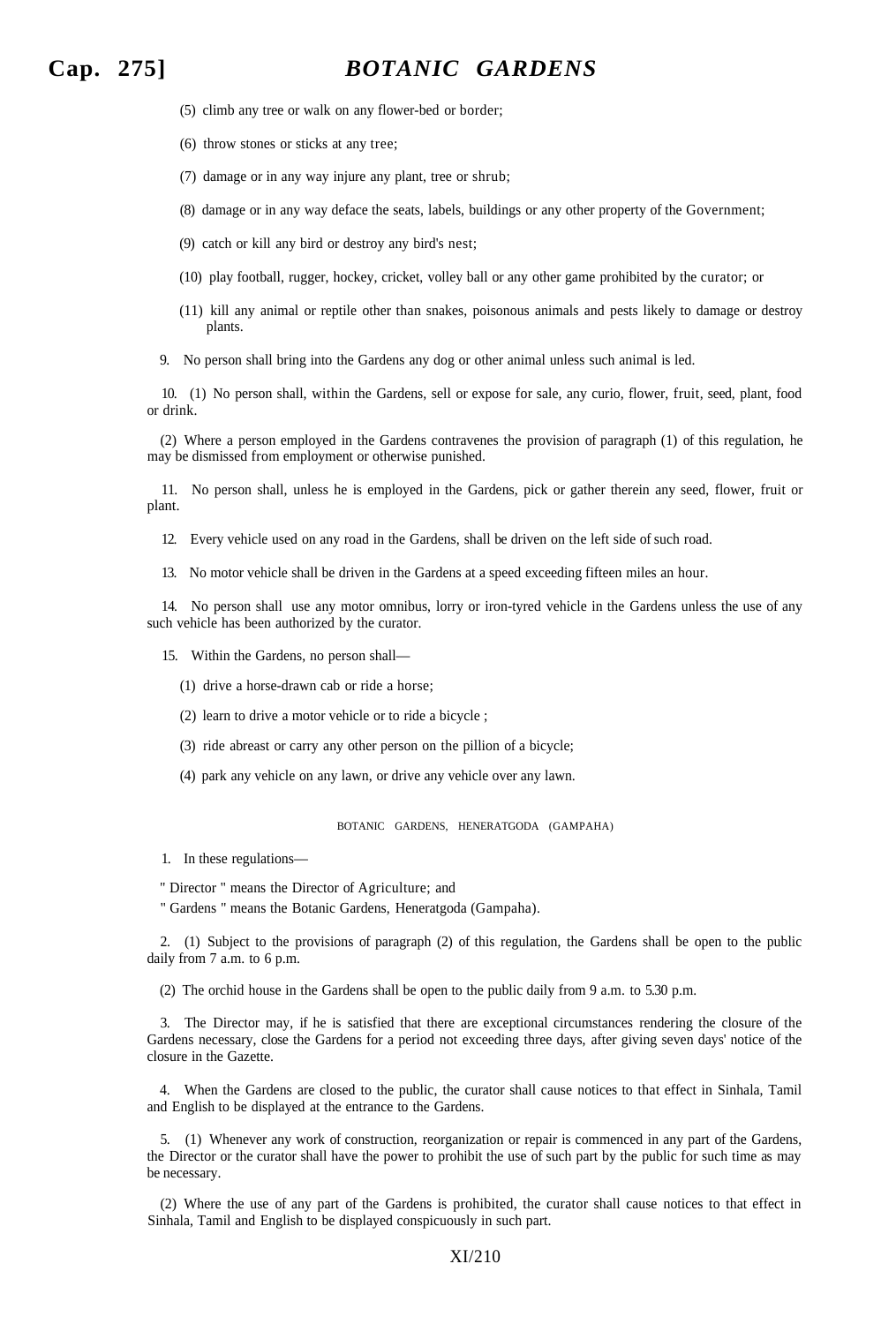(5) climb any tree or walk on any flower-bed or border;

(6) throw stones or sticks at any tree;

(7) damage or in any way injure any plant, tree or shrub;

(8) damage or in any way deface the seats, labels, buildings or any other property of the Government;

(9) catch or kill any bird or destroy any bird's nest;

(10) play football, rugger, hockey, cricket, volley ball or any other game prohibited by the curator; or

(11) kill any animal or reptile other than snakes, poisonous animals and pests likely to damage or destroy plants.

9. No person shall bring into the Gardens any dog or other animal unless such animal is led.

10. (1) No person shall, within the Gardens, sell or expose for sale, any curio, flower, fruit, seed, plant, food or drink.

(2) Where a person employed in the Gardens contravenes the provision of paragraph (1) of this regulation, he may be dismissed from employment or otherwise punished.

11. No person shall, unless he is employed in the Gardens, pick or gather therein any seed, flower, fruit or plant.

12. Every vehicle used on any road in the Gardens, shall be driven on the left side of such road.

13. No motor vehicle shall be driven in the Gardens at a speed exceeding fifteen miles an hour.

14. No person shall use any motor omnibus, lorry or iron-tyred vehicle in the Gardens unless the use of any such vehicle has been authorized by the curator.

15. Within the Gardens, no person shall—

(1) drive a horse-drawn cab or ride a horse;

(2) learn to drive a motor vehicle or to ride a bicycle ;

(3) ride abreast or carry any other person on the pillion of a bicycle;

(4) park any vehicle on any lawn, or drive any vehicle over any lawn.

## BOTANIC GARDENS, HENERATGODA (GAMPAHA)

1. In these regulations—

" Director " means the Director of Agriculture; and

" Gardens " means the Botanic Gardens, Heneratgoda (Gampaha).

2. (1) Subject to the provisions of paragraph (2) of this regulation, the Gardens shall be open to the public daily from 7 a.m. to 6 p.m.

(2) The orchid house in the Gardens shall be open to the public daily from 9 a.m. to 5.30 p.m.

3. The Director may, if he is satisfied that there are exceptional circumstances rendering the closure of the Gardens necessary, close the Gardens for a period not exceeding three days, after giving seven days' notice of the closure in the Gazette.

4. When the Gardens are closed to the public, the curator shall cause notices to that effect in Sinhala, Tamil and English to be displayed at the entrance to the Gardens.

5. (1) Whenever any work of construction, reorganization or repair is commenced in any part of the Gardens, the Director or the curator shall have the power to prohibit the use of such part by the public for such time as may be necessary.

(2) Where the use of any part of the Gardens is prohibited, the curator shall cause notices to that effect in Sinhala, Tamil and English to be displayed conspicuously in such part.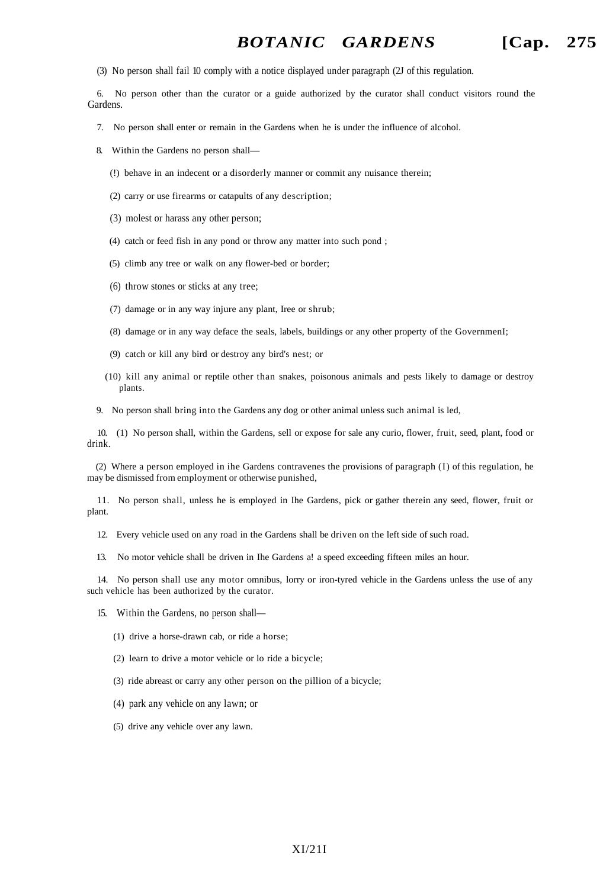(3) No person shall fail 10 comply with a notice displayed under paragraph (2J of this regulation.

6. No person other than the curator or a guide authorized by the curator shall conduct visitors round the Gardens.

7. No person shall enter or remain in the Gardens when he is under the influence of alcohol.

8. Within the Gardens no person shall—

(!) behave in an indecent or a disorderly manner or commit any nuisance therein;

(2) carry or use firearms or catapults of any description;

(3) molest or harass any other person;

(4) catch or feed fish in any pond or throw any matter into such pond ;

(5) climb any tree or walk on any flower-bed or border;

(6) throw stones or sticks at any tree;

(7) damage or in any way injure any plant, Iree or shrub;

(8) damage or in any way deface the seals, labels, buildings or any other property of the GovernmenI;

(9) catch or kill any bird or destroy any bird's nest; or

(10) kill any animal or reptile other than snakes, poisonous animals and pests likely to damage or destroy plants.

9. No person shall bring into the Gardens any dog or other animal unless such animal is led,

10. (1) No person shall, within the Gardens, sell or expose for sale any curio, flower, fruit, seed, plant, food or drink.

(2) Where a person employed in ihe Gardens contravenes the provisions of paragraph (I) of this regulation, he may be dismissed from employment or otherwise punished,

11. No person shall, unless he is employed in Ihe Gardens, pick or gather therein any seed, flower, fruit or plant.

12. Every vehicle used on any road in the Gardens shall be driven on the left side of such road.

13. No motor vehicle shall be driven in Ihe Gardens a! a speed exceeding fifteen miles an hour.

14. No person shall use any motor omnibus, lorry or iron-tyred vehicle in the Gardens unless the use of any such vehicle has been authorized by the curator.

15. Within the Gardens, no person shall—

(1) drive a horse-drawn cab, or ride a horse;

(2) learn to drive a motor vehicle or lo ride a bicycle;

(3) ride abreast or carry any other person on the pillion of a bicycle;

(4) park any vehicle on any lawn; or

(5) drive any vehicle over any lawn.